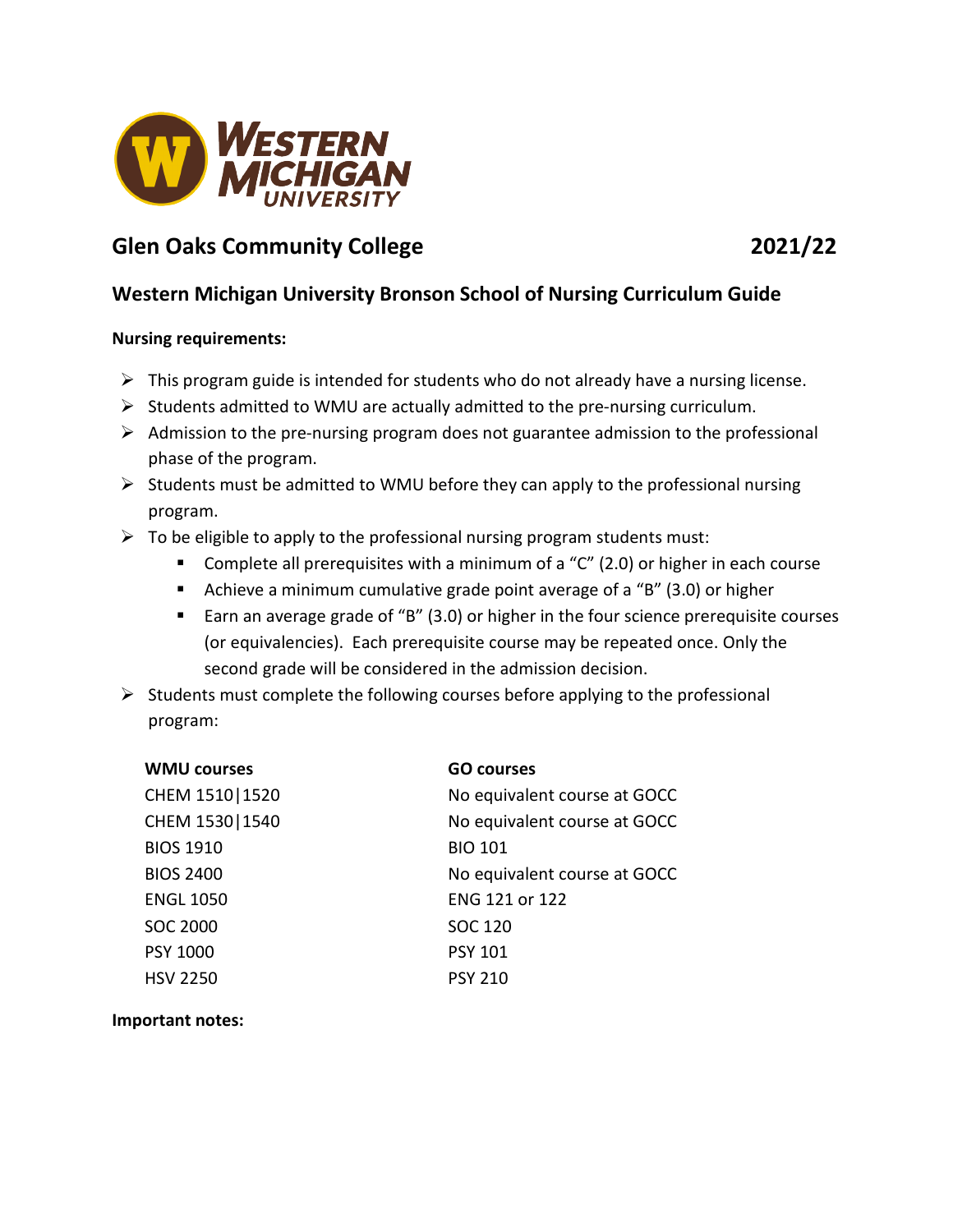## Glen Oaks Community College 2021/22

### Western Michigan University Bronson School of Nursing Curriculum Guide

**Nursing requirements:**

- This program guide is intended for students who do not already have a nursing license.
- Students admitted to WMU are actually admitted to the pre-nursing curriculum.
- Admission to the pre-nursing program does not guarantee admission to the professional phase of the program.
- Students must be admitted to WMU before they can apply to the professional nursing program.
- To be eligible to apply to the professional nursing program students must:
  - Complete all prerequisites with a minimum of a "C" (2.0) or higher in each course
  - Achieve a minimum cumulative grade point average of a "B" (3.0) or higher
  - Earn an average grade of "B" (3.0) or higher in the four science prerequisite courses (or equivalencies). Each prerequisite course may be repeated once. Only the second grade will be considered in the admission decision.
- Students must complete the following courses before applying to the professional program:

| WMU courses | GO courses |
|---|---|
| CHEM 1510\|1520 | No equivalent course at GOCC |
| CHEM 1530\|1540 | No equivalent course at GOCC |
| BIOS 1910 | BIO 101 |
| BIOS 2400 | No equivalent course at GOCC |
| ENGL 1050 | ENG 121 or 122 |
| SOC 2000 | SOC 120 |
| PSY 1000 | PSY 101 |
| HSV 2250 | PSY 210 |

**Important notes:**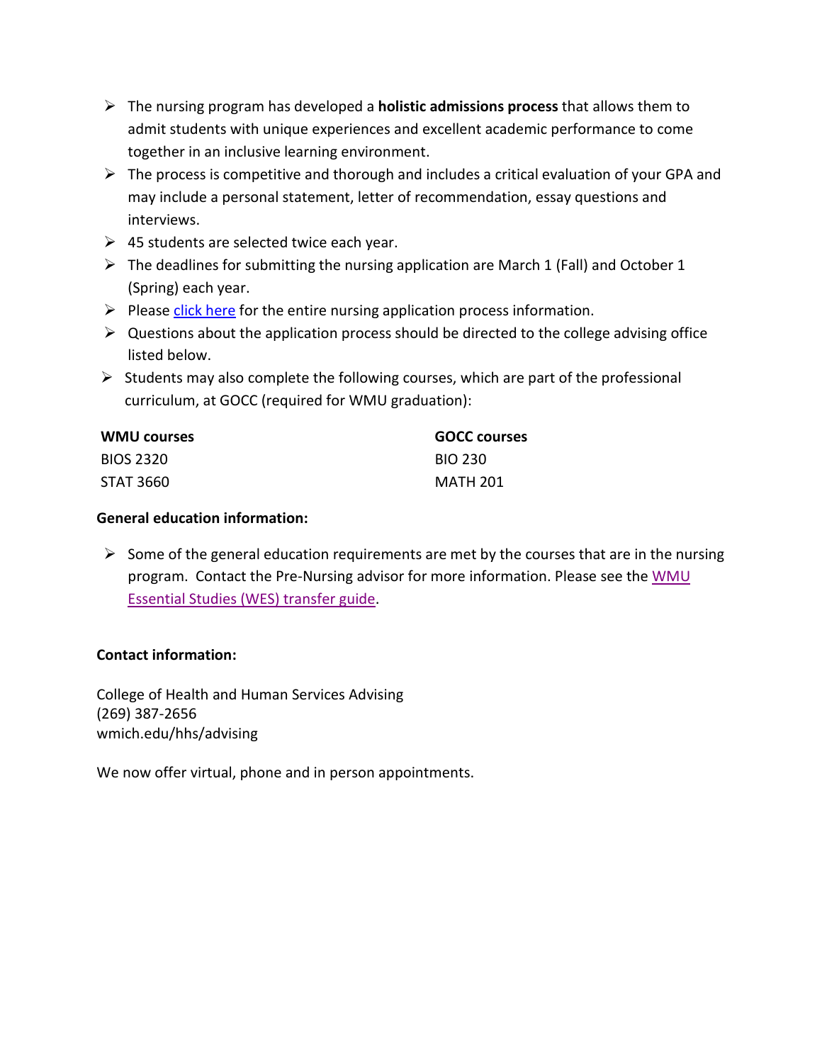- The nursing program has developed a **holistic admissions process** that allows them to admit students with unique experiences and excellent academic performance to come together in an inclusive learning environment.
- The process is competitive and thorough and includes a critical evaluation of your GPA and may include a personal statement, letter of recommendation, essay questions and interviews.
- 45 students are selected twice each year.
- The deadlines for submitting the nursing application are March 1 (Fall) and October 1 (Spring) each year.
- Please click here for the entire nursing application process information.
- Questions about the application process should be directed to the college advising office listed below.
- Students may also complete the following courses, which are part of the professional curriculum, at GOCC (required for WMU graduation):

| WMU courses | GOCC courses |
| --- | --- |
| BIOS 2320 | BIO 230 |
| STAT 3660 | MATH 201 |

**General education information:**

- Some of the general education requirements are met by the courses that are in the nursing program. Contact the Pre-Nursing advisor for more information. Please see the WMU Essential Studies (WES) transfer guide.

**Contact information:**

College of Health and Human Services Advising
(269) 387-2656
wmich.edu/hhs/advising

We now offer virtual, phone and in person appointments.